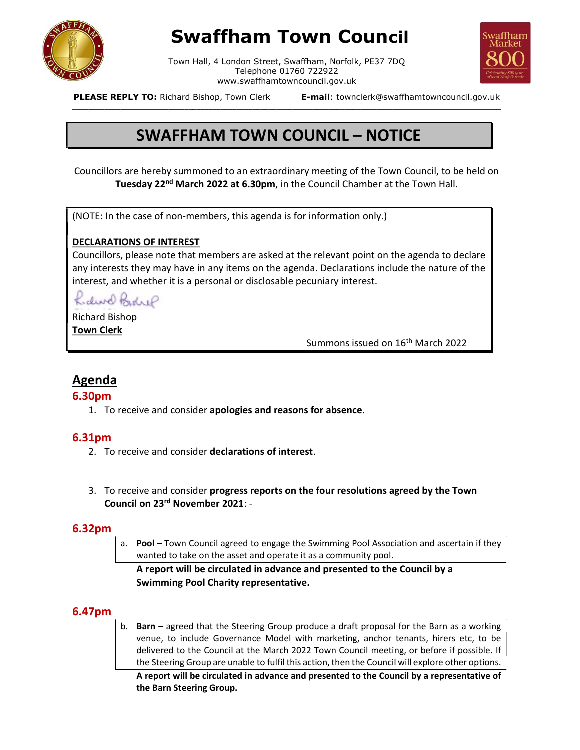# Swaffham Town Council

Town Hall, 4 London Street, Swaffham, Norfolk, PE37 7DQ
Telephone 01760 722922
www.swaffhamtowncouncil.gov.uk

**PLEASE REPLY TO:** Richard Bishop, Town Clerk **E-mail**: townclerk@swaffhamtowncouncil.gov.uk

## SWAFFHAM TOWN COUNCIL – NOTICE

Councillors are hereby summoned to an extraordinary meeting of the Town Council, to be held on **Tuesday 22nd March 2022 at 6.30pm**, in the Council Chamber at the Town Hall.

(NOTE: In the case of non-members, this agenda is for information only.)

**DECLARATIONS OF INTEREST**

Councillors, please note that members are asked at the relevant point on the agenda to declare any interests they may have in any items on the agenda. Declarations include the nature of the interest, and whether it is a personal or disclosable pecuniary interest.

Richard Bishop
**Town Clerk**

Summons issued on 16th March 2022

## Agenda

### 6.30pm

1. To receive and consider **apologies and reasons for absence**.

### 6.31pm

2. To receive and consider **declarations of interest**.

3. To receive and consider **progress reports on the four resolutions agreed by the Town Council on 23rd November 2021**: -

### 6.32pm

a. **Pool** – Town Council agreed to engage the Swimming Pool Association and ascertain if they wanted to take on the asset and operate it as a community pool.

**A report will be circulated in advance and presented to the Council by a Swimming Pool Charity representative.**

### 6.47pm

b. **Barn** – agreed that the Steering Group produce a draft proposal for the Barn as a working venue, to include Governance Model with marketing, anchor tenants, hirers etc, to be delivered to the Council at the March 2022 Town Council meeting, or before if possible. If the Steering Group are unable to fulfil this action, then the Council will explore other options.

**A report will be circulated in advance and presented to the Council by a representative of the Barn Steering Group.**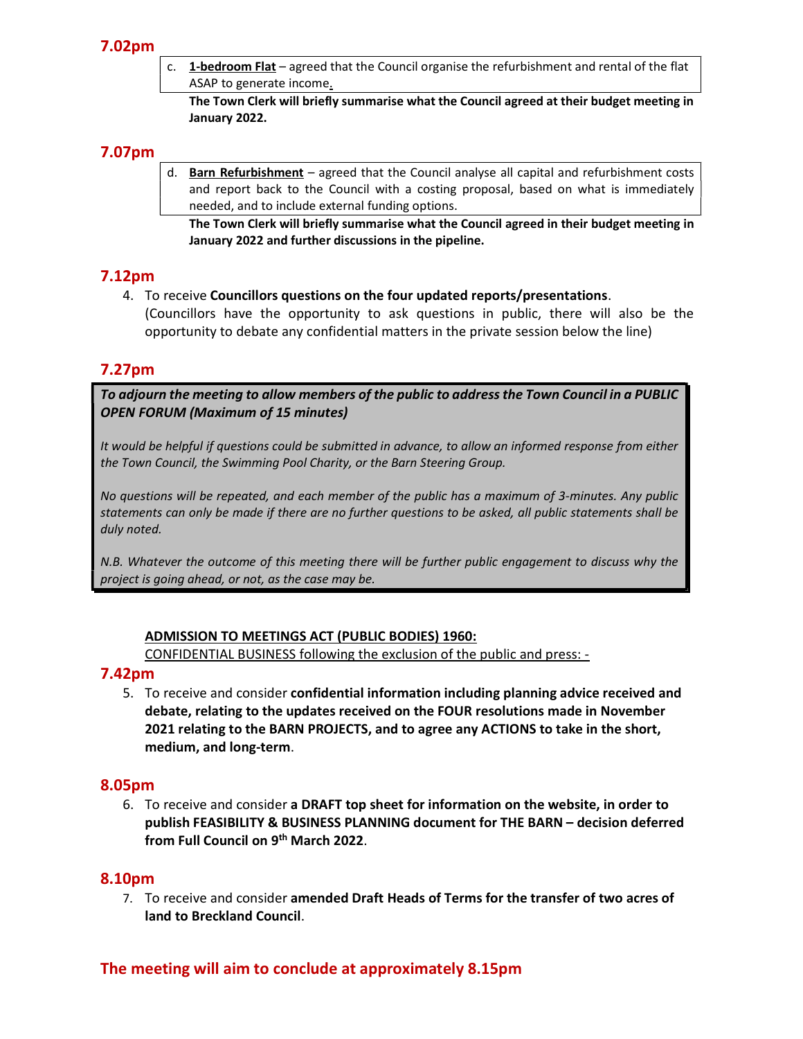**7.02pm**

c. **1-bedroom Flat** – agreed that the Council organise the refurbishment and rental of the flat ASAP to generate income.

**The Town Clerk will briefly summarise what the Council agreed at their budget meeting in January 2022.**

**7.07pm**

d. **Barn Refurbishment** – agreed that the Council analyse all capital and refurbishment costs and report back to the Council with a costing proposal, based on what is immediately needed, and to include external funding options.

**The Town Clerk will briefly summarise what the Council agreed in their budget meeting in January 2022 and further discussions in the pipeline.**

**7.12pm**

4. To receive **Councillors questions on the four updated reports/presentations**.
   (Councillors have the opportunity to ask questions in public, there will also be the opportunity to debate any confidential matters in the private session below the line)

**7.27pm**

***To adjourn the meeting to allow members of the public to address the Town Council in a PUBLIC OPEN FORUM (Maximum of 15 minutes)***

*It would be helpful if questions could be submitted in advance, to allow an informed response from either the Town Council, the Swimming Pool Charity, or the Barn Steering Group.*

*No questions will be repeated, and each member of the public has a maximum of 3-minutes. Any public statements can only be made if there are no further questions to be asked, all public statements shall be duly noted.*

*N.B. Whatever the outcome of this meeting there will be further public engagement to discuss why the project is going ahead, or not, as the case may be.*

**ADMISSION TO MEETINGS ACT (PUBLIC BODIES) 1960:**

CONFIDENTIAL BUSINESS following the exclusion of the public and press: -

**7.42pm**

5. To receive and consider **confidential information including planning advice received and debate, relating to the updates received on the FOUR resolutions made in November 2021 relating to the BARN PROJECTS, and to agree any ACTIONS to take in the short, medium, and long-term**.

**8.05pm**

6. To receive and consider **a DRAFT top sheet for information on the website, in order to publish FEASIBILITY & BUSINESS PLANNING document for THE BARN – decision deferred from Full Council on 9th March 2022**.

**8.10pm**

7. To receive and consider **amended Draft Heads of Terms for the transfer of two acres of land to Breckland Council**.

**The meeting will aim to conclude at approximately 8.15pm**